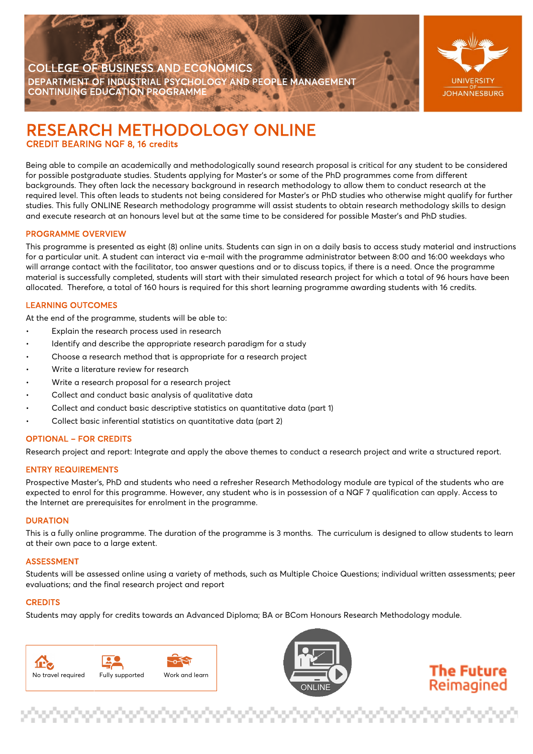COLLEGE OF BUSINESS AND ECONOMICS
DEPARTMENT OF INDUSTRIAL PSYCHOLOGY AND PEOPLE MANAGEMENT
CONTINUING EDUCATION PROGRAMME

UNIVERSITY OF JOHANNESBURG

# RESEARCH METHODOLOGY ONLINE

**CREDIT BEARING NQF 8, 16 credits**

Being able to compile an academically and methodologically sound research proposal is critical for any student to be considered for possible postgraduate studies. Students applying for Master's or some of the PhD programmes come from different backgrounds. They often lack the necessary background in research methodology to allow them to conduct research at the required level. This often leads to students not being considered for Master's or PhD studies who otherwise might qualify for further studies. This fully ONLINE Research methodology programme will assist students to obtain research methodology skills to design and execute research at an honours level but at the same time to be considered for possible Master's and PhD studies.

## PROGRAMME OVERVIEW

This programme is presented as eight (8) online units. Students can sign in on a daily basis to access study material and instructions for a particular unit. A student can interact via e-mail with the programme administrator between 8:00 and 16:00 weekdays who will arrange contact with the facilitator, too answer questions and or to discuss topics, if there is a need. Once the programme material is successfully completed, students will start with their simulated research project for which a total of 96 hours have been allocated. Therefore, a total of 160 hours is required for this short learning programme awarding students with 16 credits.

## LEARNING OUTCOMES

At the end of the programme, students will be able to:

- Explain the research process used in research
- Identify and describe the appropriate research paradigm for a study
- Choose a research method that is appropriate for a research project
- Write a literature review for research
- Write a research proposal for a research project
- Collect and conduct basic analysis of qualitative data
- Collect and conduct basic descriptive statistics on quantitative data (part 1)
- Collect basic inferential statistics on quantitative data (part 2)

## OPTIONAL – FOR CREDITS

Research project and report: Integrate and apply the above themes to conduct a research project and write a structured report.

## ENTRY REQUIREMENTS

Prospective Master's, PhD and students who need a refresher Research Methodology module are typical of the students who are expected to enrol for this programme. However, any student who is in possession of a NQF 7 qualification can apply. Access to the Internet are prerequisites for enrolment in the programme.

## DURATION

This is a fully online programme. The duration of the programme is 3 months. The curriculum is designed to allow students to learn at their own pace to a large extent.

## ASSESSMENT

Students will be assessed online using a variety of methods, such as Multiple Choice Questions; individual written assessments; peer evaluations; and the final research project and report

## CREDITS

Students may apply for credits towards an Advanced Diploma; BA or BCom Honours Research Methodology module.

No travel required | Fully supported | Work and learn

ONLINE

The Future Reimagined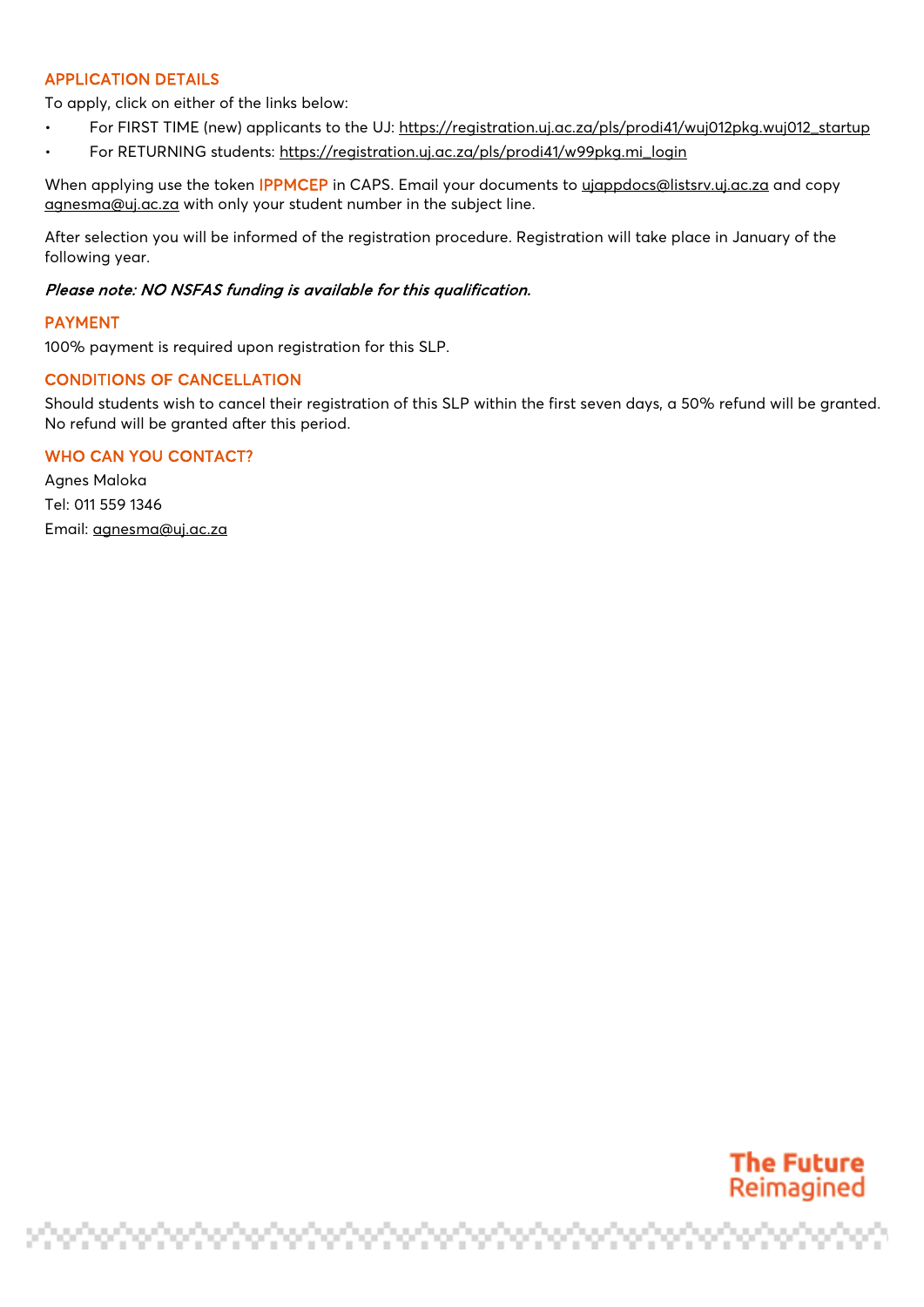## APPLICATION DETAILS

To apply, click on either of the links below:

- For FIRST TIME (new) applicants to the UJ: https://registration.uj.ac.za/pls/prodi41/wuj012pkg.wuj012_startup
- For RETURNING students: https://registration.uj.ac.za/pls/prodi41/w99pkg.mi_login

When applying use the token IPPMCEP in CAPS. Email your documents to ujappdocs@listsrv.uj.ac.za and copy agnesma@uj.ac.za with only your student number in the subject line.

After selection you will be informed of the registration procedure. Registration will take place in January of the following year.

***Please note: NO NSFAS funding is available for this qualification.***

## PAYMENT

100% payment is required upon registration for this SLP.

## CONDITIONS OF CANCELLATION

Should students wish to cancel their registration of this SLP within the first seven days, a 50% refund will be granted. No refund will be granted after this period.

## WHO CAN YOU CONTACT?

Agnes Maloka

Tel: 011 559 1346

Email: agnesma@uj.ac.za

The Future Reimagined